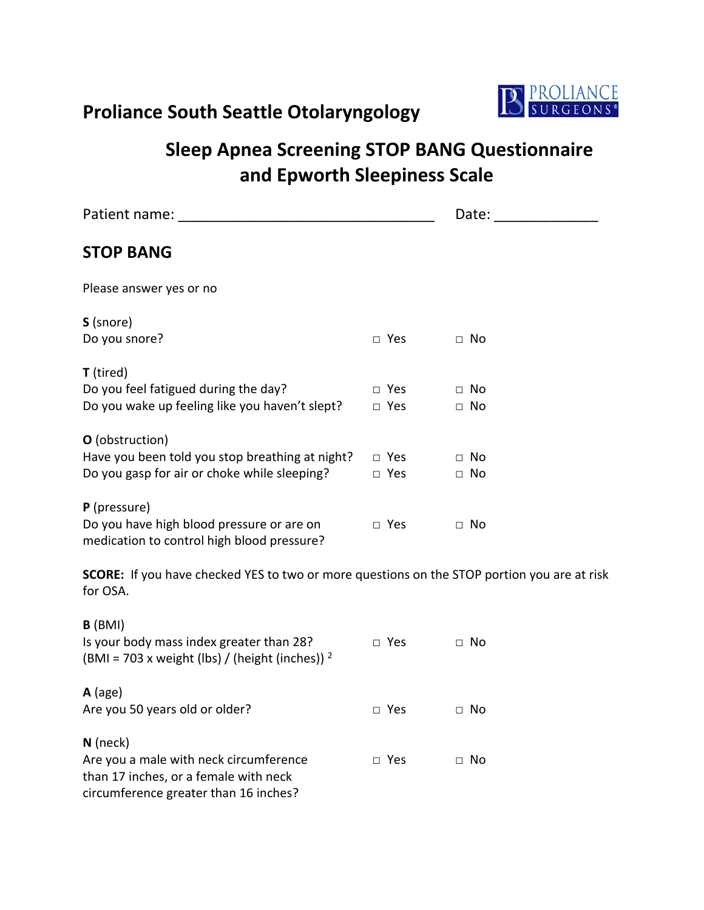## Proliance South Seattle Otolaryngology

# Sleep Apnea Screening STOP BANG Questionnaire and Epworth Sleepiness Scale

Patient name: ________________________________ Date: _____________

## STOP BANG

Please answer yes or no

**S** (snore)
Do you snore? □ Yes □ No

**T** (tired)
Do you feel fatigued during the day? □ Yes □ No
Do you wake up feeling like you haven't slept? □ Yes □ No

**O** (obstruction)
Have you been told you stop breathing at night? □ Yes □ No
Do you gasp for air or choke while sleeping? □ Yes □ No

**P** (pressure)
Do you have high blood pressure or are on medication to control high blood pressure? □ Yes □ No

**SCORE:** If you have checked YES to two or more questions on the STOP portion you are at risk for OSA.

**B** (BMI)
Is your body mass index greater than 28? □ Yes □ No
(BMI = 703 x weight (lbs) / (height (inches)) $^2$

**A** (age)
Are you 50 years old or older? □ Yes □ No

**N** (neck)
Are you a male with neck circumference than 17 inches, or a female with neck circumference greater than 16 inches? □ Yes □ No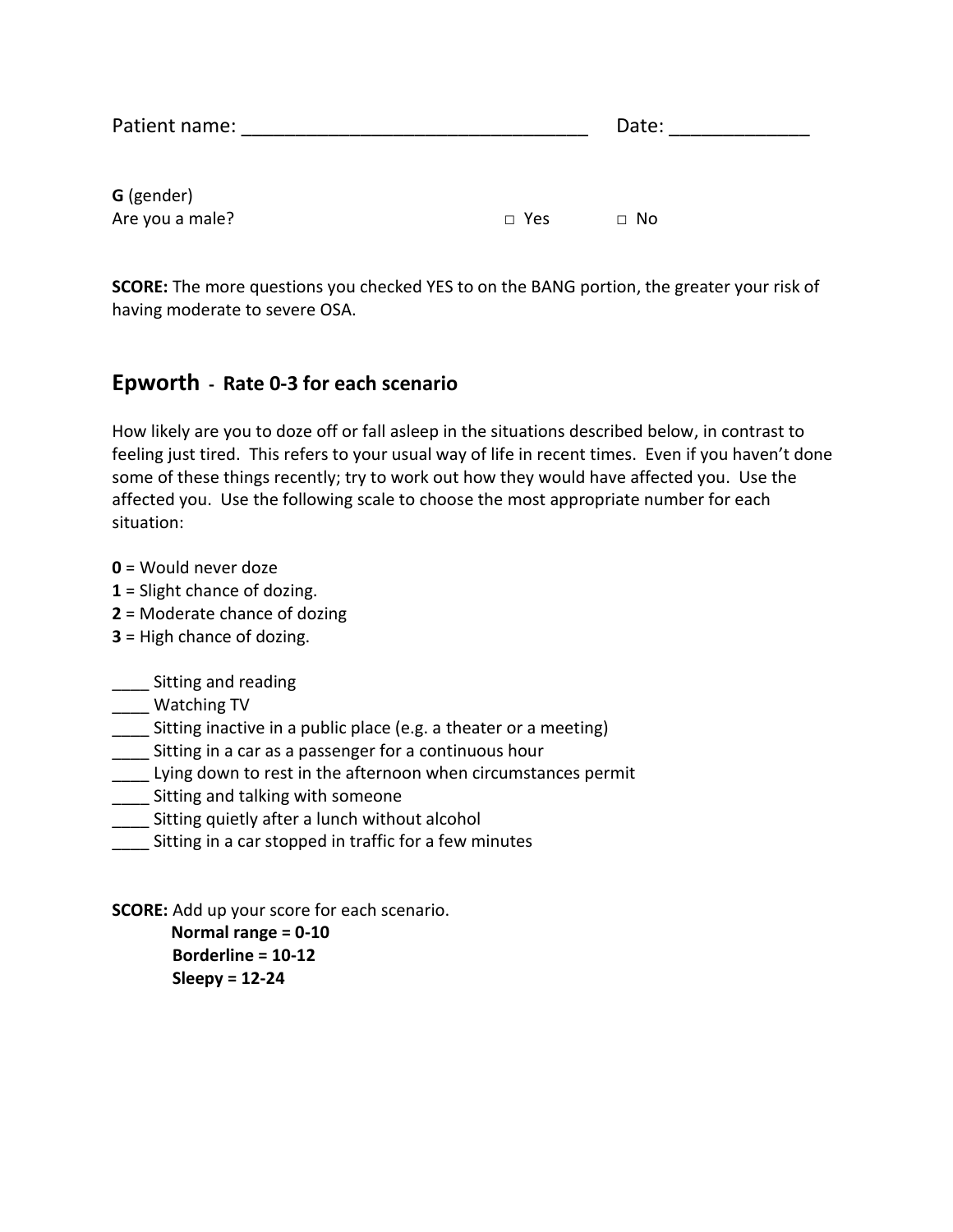Patient name: ________________________________ Date: ____________

**G** (gender)
Are you a male? □ Yes □ No

**SCORE:** The more questions you checked YES to on the BANG portion, the greater your risk of having moderate to severe OSA.

## Epworth - Rate 0-3 for each scenario

How likely are you to doze off or fall asleep in the situations described below, in contrast to feeling just tired. This refers to your usual way of life in recent times. Even if you haven't done some of these things recently; try to work out how they would have affected you. Use the affected you. Use the following scale to choose the most appropriate number for each situation:

**0** = Would never doze
**1** = Slight chance of dozing.
**2** = Moderate chance of dozing
**3** = High chance of dozing.

____ Sitting and reading
____ Watching TV
____ Sitting inactive in a public place (e.g. a theater or a meeting)
____ Sitting in a car as a passenger for a continuous hour
____ Lying down to rest in the afternoon when circumstances permit
____ Sitting and talking with someone
____ Sitting quietly after a lunch without alcohol
____ Sitting in a car stopped in traffic for a few minutes

**SCORE:** Add up your score for each scenario.
**Normal range = 0-10**
**Borderline = 10-12**
**Sleepy = 12-24**